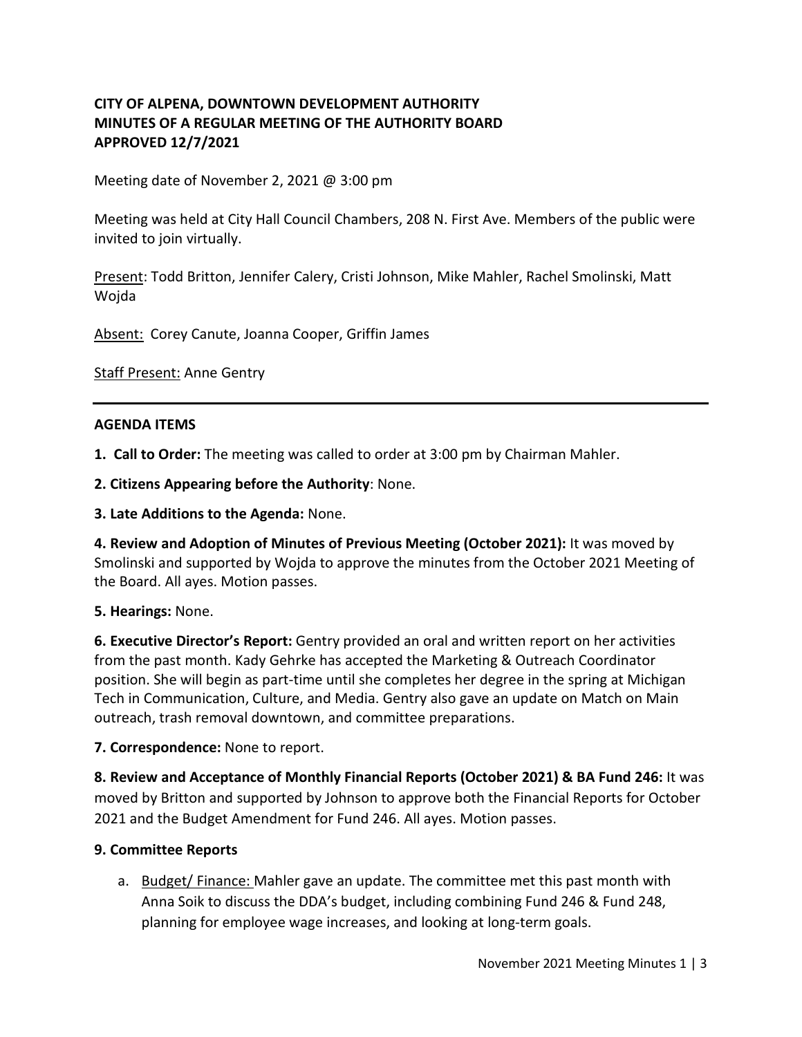**CITY OF ALPENA, DOWNTOWN DEVELOPMENT AUTHORITY**
**MINUTES OF A REGULAR MEETING OF THE AUTHORITY BOARD**
**APPROVED 12/7/2021**

Meeting date of November 2, 2021 @ 3:00 pm

Meeting was held at City Hall Council Chambers, 208 N. First Ave. Members of the public were invited to join virtually.

Present: Todd Britton, Jennifer Calery, Cristi Johnson, Mike Mahler, Rachel Smolinski, Matt Wojda

Absent: Corey Canute, Joanna Cooper, Griffin James

Staff Present: Anne Gentry

---

## AGENDA ITEMS

**1. Call to Order:** The meeting was called to order at 3:00 pm by Chairman Mahler.

**2. Citizens Appearing before the Authority**: None.

**3. Late Additions to the Agenda:** None.

**4. Review and Adoption of Minutes of Previous Meeting (October 2021):** It was moved by Smolinski and supported by Wojda to approve the minutes from the October 2021 Meeting of the Board. All ayes. Motion passes.

**5. Hearings:** None.

**6. Executive Director's Report:** Gentry provided an oral and written report on her activities from the past month. Kady Gehrke has accepted the Marketing & Outreach Coordinator position. She will begin as part-time until she completes her degree in the spring at Michigan Tech in Communication, Culture, and Media. Gentry also gave an update on Match on Main outreach, trash removal downtown, and committee preparations.

**7. Correspondence:** None to report.

**8. Review and Acceptance of Monthly Financial Reports (October 2021) & BA Fund 246:** It was moved by Britton and supported by Johnson to approve both the Financial Reports for October 2021 and the Budget Amendment for Fund 246. All ayes. Motion passes.

**9. Committee Reports**

a. Budget/ Finance: Mahler gave an update. The committee met this past month with Anna Soik to discuss the DDA's budget, including combining Fund 246 & Fund 248, planning for employee wage increases, and looking at long-term goals.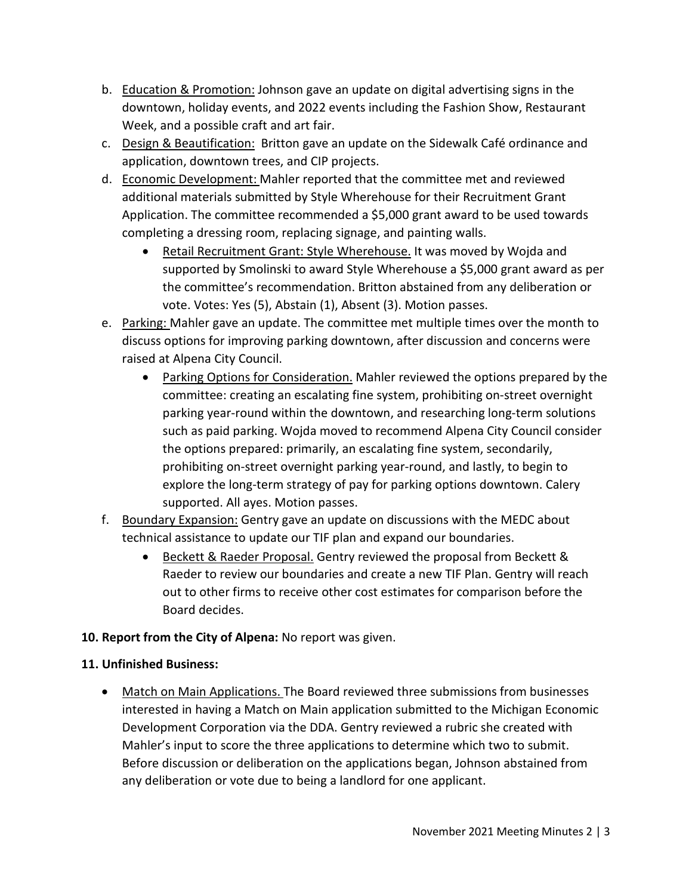b. Education & Promotion: Johnson gave an update on digital advertising signs in the downtown, holiday events, and 2022 events including the Fashion Show, Restaurant Week, and a possible craft and art fair.

c. Design & Beautification: Britton gave an update on the Sidewalk Café ordinance and application, downtown trees, and CIP projects.

d. Economic Development: Mahler reported that the committee met and reviewed additional materials submitted by Style Wherehouse for their Recruitment Grant Application. The committee recommended a $5,000 grant award to be used towards completing a dressing room, replacing signage, and painting walls.

   - Retail Recruitment Grant: Style Wherehouse. It was moved by Wojda and supported by Smolinski to award Style Wherehouse a $5,000 grant award as per the committee's recommendation. Britton abstained from any deliberation or vote. Votes: Yes (5), Abstain (1), Absent (3). Motion passes.

e. Parking: Mahler gave an update. The committee met multiple times over the month to discuss options for improving parking downtown, after discussion and concerns were raised at Alpena City Council.

   - Parking Options for Consideration. Mahler reviewed the options prepared by the committee: creating an escalating fine system, prohibiting on-street overnight parking year-round within the downtown, and researching long-term solutions such as paid parking. Wojda moved to recommend Alpena City Council consider the options prepared: primarily, an escalating fine system, secondarily, prohibiting on-street overnight parking year-round, and lastly, to begin to explore the long-term strategy of pay for parking options downtown. Calery supported. All ayes. Motion passes.

f. Boundary Expansion: Gentry gave an update on discussions with the MEDC about technical assistance to update our TIF plan and expand our boundaries.

   - Beckett & Raeder Proposal. Gentry reviewed the proposal from Beckett & Raeder to review our boundaries and create a new TIF Plan. Gentry will reach out to other firms to receive other cost estimates for comparison before the Board decides.

**10. Report from the City of Alpena:** No report was given.

**11. Unfinished Business:**

- Match on Main Applications. The Board reviewed three submissions from businesses interested in having a Match on Main application submitted to the Michigan Economic Development Corporation via the DDA. Gentry reviewed a rubric she created with Mahler's input to score the three applications to determine which two to submit. Before discussion or deliberation on the applications began, Johnson abstained from any deliberation or vote due to being a landlord for one applicant.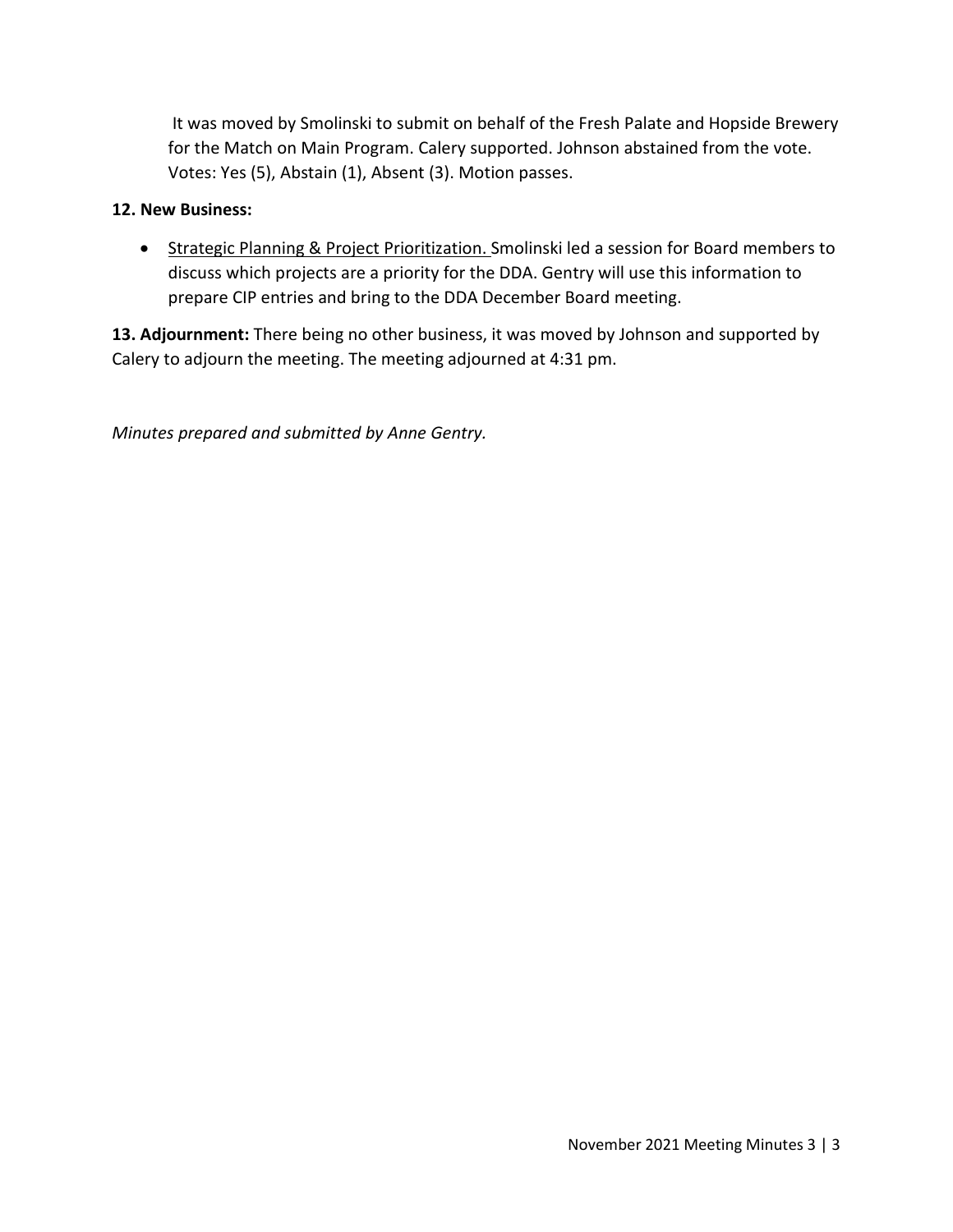It was moved by Smolinski to submit on behalf of the Fresh Palate and Hopside Brewery for the Match on Main Program. Calery supported. Johnson abstained from the vote. Votes: Yes (5), Abstain (1), Absent (3). Motion passes.

**12. New Business:**

- Strategic Planning & Project Prioritization. Smolinski led a session for Board members to discuss which projects are a priority for the DDA. Gentry will use this information to prepare CIP entries and bring to the DDA December Board meeting.

**13. Adjournment:** There being no other business, it was moved by Johnson and supported by Calery to adjourn the meeting. The meeting adjourned at 4:31 pm.

*Minutes prepared and submitted by Anne Gentry.*